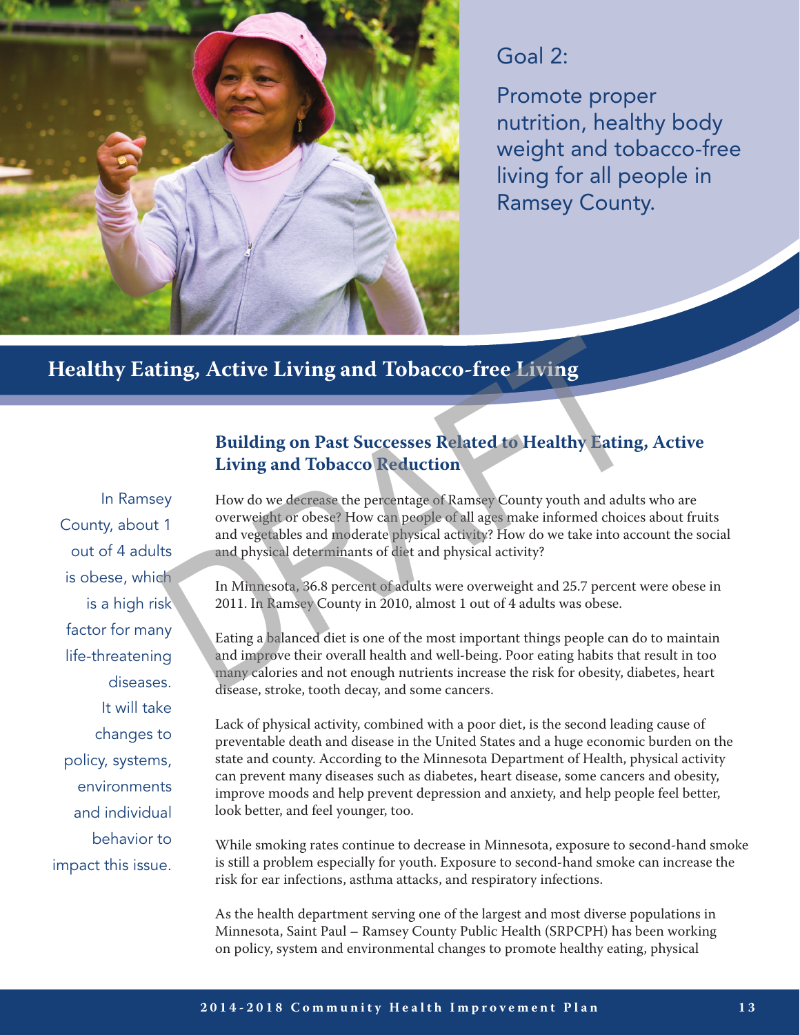Goal 2:

Promote proper nutrition, healthy body weight and tobacco-free living for all people in Ramsey County.

# Healthy Eating, Active Living and Tobacco-free Living

## Building on Past Successes Related to Healthy Eating, Active Living and Tobacco Reduction

In Ramsey County, about 1 out of 4 adults is obese, which is a high risk factor for many life-threatening diseases. It will take changes to policy, systems, environments and individual behavior to impact this issue.

How do we decrease the percentage of Ramsey County youth and adults who are overweight or obese? How can people of all ages make informed choices about fruits and vegetables and moderate physical activity? How do we take into account the social and physical determinants of diet and physical activity?

In Minnesota, 36.8 percent of adults were overweight and 25.7 percent were obese in 2011. In Ramsey County in 2010, almost 1 out of 4 adults was obese.

Eating a balanced diet is one of the most important things people can do to maintain and improve their overall health and well-being. Poor eating habits that result in too many calories and not enough nutrients increase the risk for obesity, diabetes, heart disease, stroke, tooth decay, and some cancers.

Lack of physical activity, combined with a poor diet, is the second leading cause of preventable death and disease in the United States and a huge economic burden on the state and county. According to the Minnesota Department of Health, physical activity can prevent many diseases such as diabetes, heart disease, some cancers and obesity, improve moods and help prevent depression and anxiety, and help people feel better, look better, and feel younger, too.

While smoking rates continue to decrease in Minnesota, exposure to second-hand smoke is still a problem especially for youth. Exposure to second-hand smoke can increase the risk for ear infections, asthma attacks, and respiratory infections.

As the health department serving one of the largest and most diverse populations in Minnesota, Saint Paul – Ramsey County Public Health (SRPCPH) has been working on policy, system and environmental changes to promote healthy eating, physical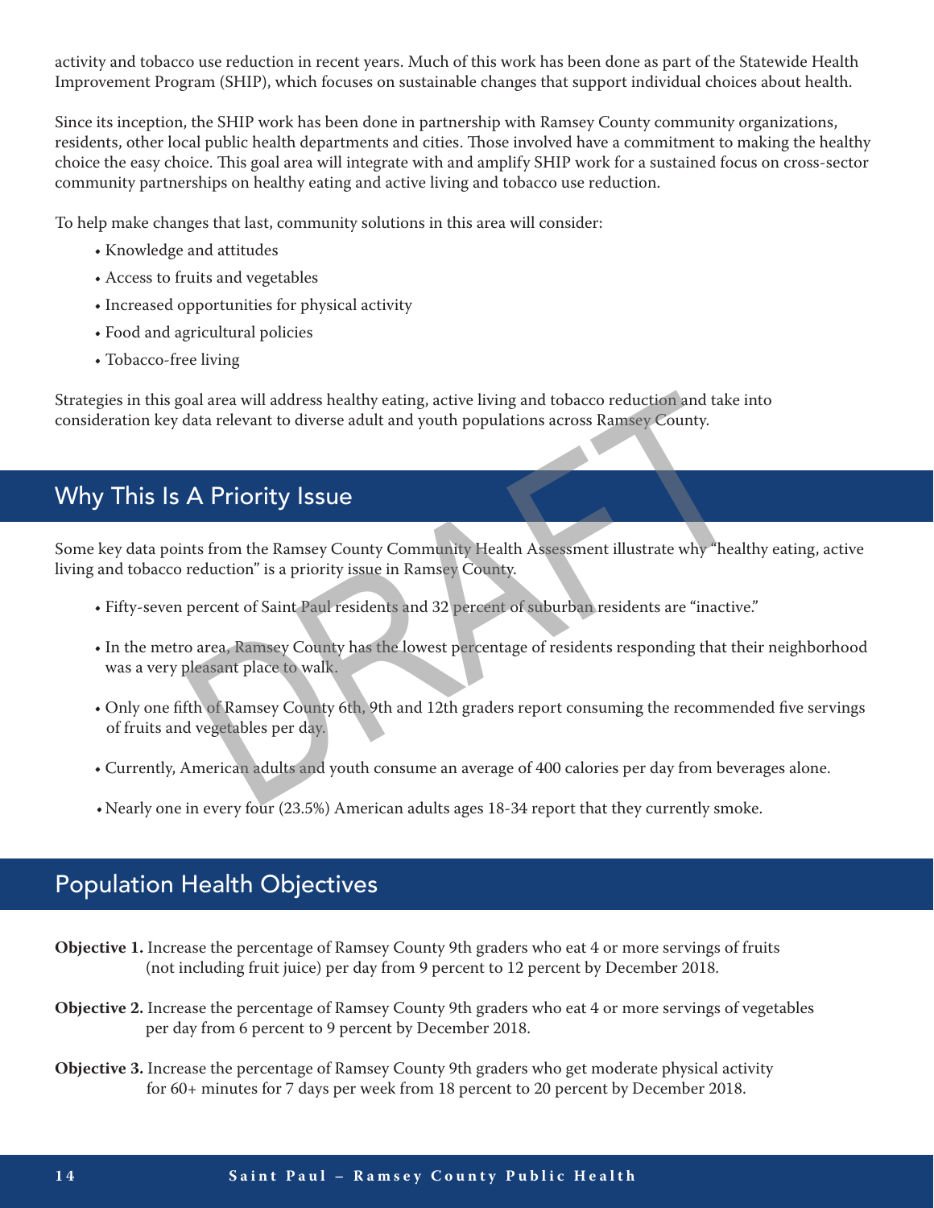activity and tobacco use reduction in recent years. Much of this work has been done as part of the Statewide Health Improvement Program (SHIP), which focuses on sustainable changes that support individual choices about health.

Since its inception, the SHIP work has been done in partnership with Ramsey County community organizations, residents, other local public health departments and cities. Those involved have a commitment to making the healthy choice the easy choice. This goal area will integrate with and amplify SHIP work for a sustained focus on cross-sector community partnerships on healthy eating and active living and tobacco use reduction.

To help make changes that last, community solutions in this area will consider:

- Knowledge and attitudes
- Access to fruits and vegetables
- Increased opportunities for physical activity
- Food and agricultural policies
- Tobacco-free living

Strategies in this goal area will address healthy eating, active living and tobacco reduction and take into consideration key data relevant to diverse adult and youth populations across Ramsey County.

## Why This Is A Priority Issue

Some key data points from the Ramsey County Community Health Assessment illustrate why "healthy eating, active living and tobacco reduction" is a priority issue in Ramsey County.

- Fifty-seven percent of Saint Paul residents and 32 percent of suburban residents are "inactive."
- In the metro area, Ramsey County has the lowest percentage of residents responding that their neighborhood was a very pleasant place to walk.
- Only one fifth of Ramsey County 6th, 9th and 12th graders report consuming the recommended five servings of fruits and vegetables per day.
- Currently, American adults and youth consume an average of 400 calories per day from beverages alone.
- Nearly one in every four (23.5%) American adults ages 18-34 report that they currently smoke.

## Population Health Objectives

**Objective 1.** Increase the percentage of Ramsey County 9th graders who eat 4 or more servings of fruits (not including fruit juice) per day from 9 percent to 12 percent by December 2018.

**Objective 2.** Increase the percentage of Ramsey County 9th graders who eat 4 or more servings of vegetables per day from 6 percent to 9 percent by December 2018.

**Objective 3.** Increase the percentage of Ramsey County 9th graders who get moderate physical activity for 60+ minutes for 7 days per week from 18 percent to 20 percent by December 2018.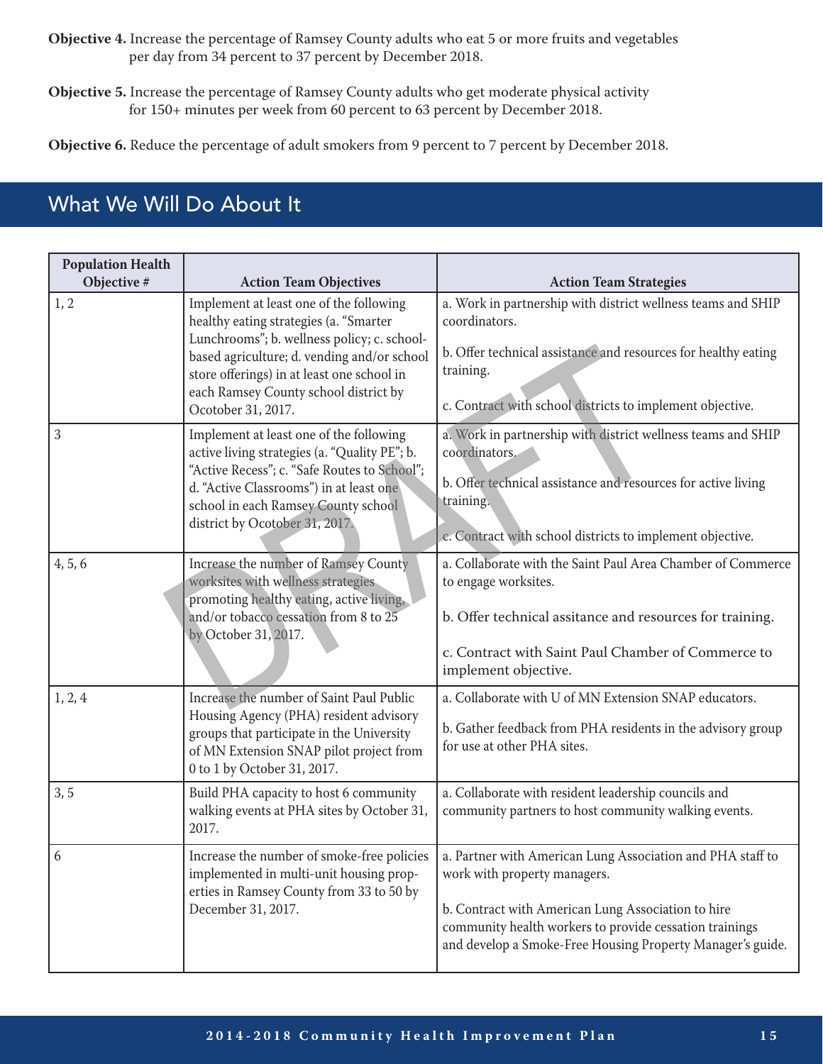**Objective 4.** Increase the percentage of Ramsey County adults who eat 5 or more fruits and vegetables per day from 34 percent to 37 percent by December 2018.

**Objective 5.** Increase the percentage of Ramsey County adults who get moderate physical activity for 150+ minutes per week from 60 percent to 63 percent by December 2018.

**Objective 6.** Reduce the percentage of adult smokers from 9 percent to 7 percent by December 2018.

## What We Will Do About It

| Population Health Objective # | Action Team Objectives | Action Team Strategies |
|---|---|---|
| 1, 2 | Implement at least one of the following healthy eating strategies (a. "Smarter Lunchrooms"; b. wellness policy; c. school-based agriculture; d. vending and/or school store offerings) in at least one school in each Ramsey County school district by Ocotober 31, 2017. | a. Work in partnership with district wellness teams and SHIP coordinators.<br><br>b. Offer technical assistance and resources for healthy eating training.<br><br>c. Contract with school districts to implement objective. |
| 3 | Implement at least one of the following active living strategies (a. "Quality PE"; b. "Active Recess"; c. "Safe Routes to School"; d. "Active Classrooms") in at least one school in each Ramsey County school district by Ocotober 31, 2017. | a. Work in partnership with district wellness teams and SHIP coordinators.<br><br>b. Offer technical assistance and resources for active living training.<br><br>c. Contract with school districts to implement objective. |
| 4, 5, 6 | Increase the number of Ramsey County worksites with wellness strategies promoting healthy eating, active living, and/or tobacco cessation from 8 to 25 by October 31, 2017. | a. Collaborate with the Saint Paul Area Chamber of Commerce to engage worksites.<br><br>b. Offer technical assitance and resources for training.<br><br>c. Contract with Saint Paul Chamber of Commerce to implement objective. |
| 1, 2, 4 | Increase the number of Saint Paul Public Housing Agency (PHA) resident advisory groups that participate in the University of MN Extension SNAP pilot project from 0 to 1 by October 31, 2017. | a. Collaborate with U of MN Extension SNAP educators.<br><br>b. Gather feedback from PHA residents in the advisory group for use at other PHA sites. |
| 3, 5 | Build PHA capacity to host 6 community walking events at PHA sites by October 31, 2017. | a. Collaborate with resident leadership councils and community partners to host community walking events. |
| 6 | Increase the number of smoke-free policies implemented in multi-unit housing properties in Ramsey County from 33 to 50 by December 31, 2017. | a. Partner with American Lung Association and PHA staff to work with property managers.<br><br>b. Contract with American Lung Association to hire community health workers to provide cessation trainings and develop a Smoke-Free Housing Property Manager's guide. |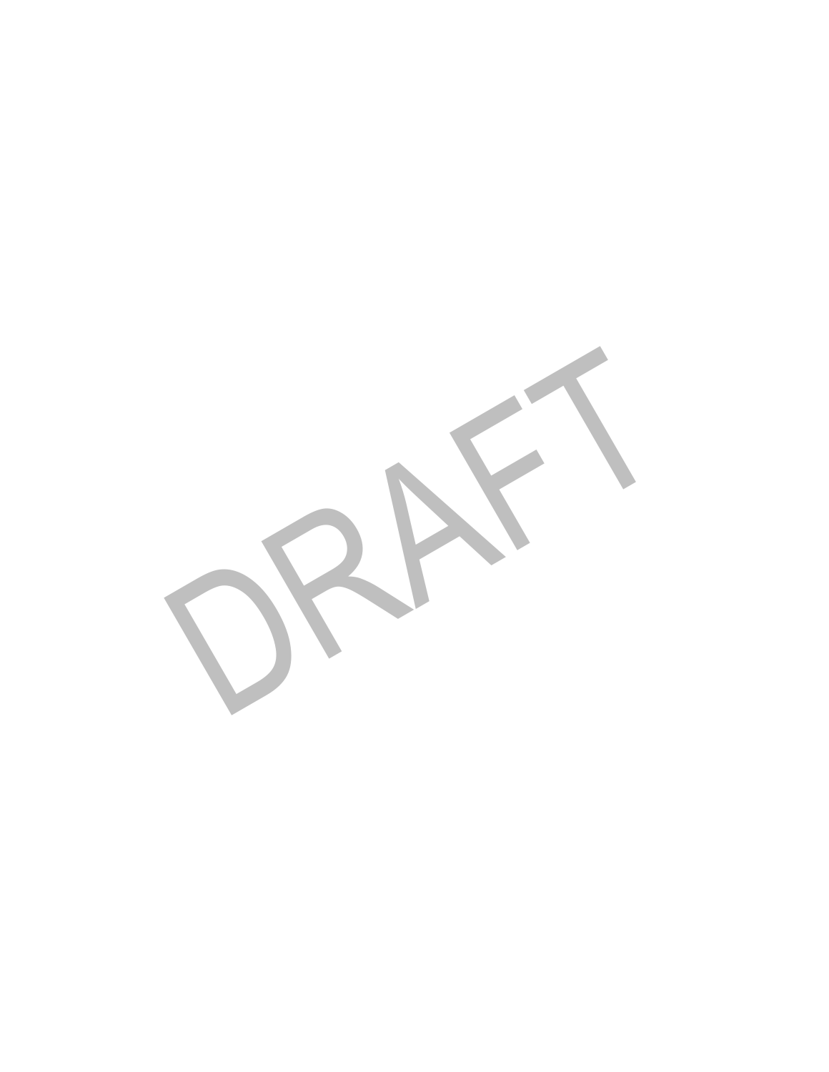DRAFT